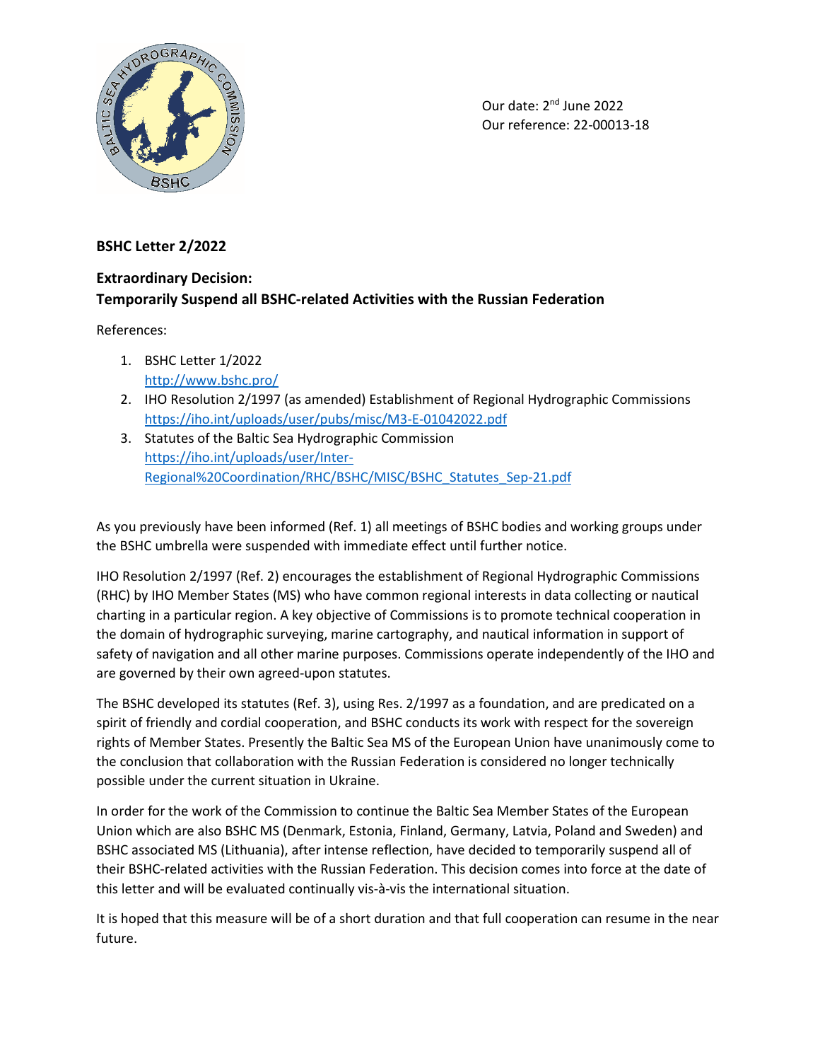Our date: 2nd June 2022
Our reference: 22-00013-18

**BSHC Letter 2/2022**

**Extraordinary Decision:**
**Temporarily Suspend all BSHC-related Activities with the Russian Federation**

References:

1. BSHC Letter 1/2022
   http://www.bshc.pro/
2. IHO Resolution 2/1997 (as amended) Establishment of Regional Hydrographic Commissions
   https://iho.int/uploads/user/pubs/misc/M3-E-01042022.pdf
3. Statutes of the Baltic Sea Hydrographic Commission
   https://iho.int/uploads/user/Inter-Regional%20Coordination/RHC/BSHC/MISC/BSHC_Statutes_Sep-21.pdf

As you previously have been informed (Ref. 1) all meetings of BSHC bodies and working groups under the BSHC umbrella were suspended with immediate effect until further notice.

IHO Resolution 2/1997 (Ref. 2) encourages the establishment of Regional Hydrographic Commissions (RHC) by IHO Member States (MS) who have common regional interests in data collecting or nautical charting in a particular region. A key objective of Commissions is to promote technical cooperation in the domain of hydrographic surveying, marine cartography, and nautical information in support of safety of navigation and all other marine purposes. Commissions operate independently of the IHO and are governed by their own agreed-upon statutes.

The BSHC developed its statutes (Ref. 3), using Res. 2/1997 as a foundation, and are predicated on a spirit of friendly and cordial cooperation, and BSHC conducts its work with respect for the sovereign rights of Member States. Presently the Baltic Sea MS of the European Union have unanimously come to the conclusion that collaboration with the Russian Federation is considered no longer technically possible under the current situation in Ukraine.

In order for the work of the Commission to continue the Baltic Sea Member States of the European Union which are also BSHC MS (Denmark, Estonia, Finland, Germany, Latvia, Poland and Sweden) and BSHC associated MS (Lithuania), after intense reflection, have decided to temporarily suspend all of their BSHC-related activities with the Russian Federation. This decision comes into force at the date of this letter and will be evaluated continually vis-à-vis the international situation.

It is hoped that this measure will be of a short duration and that full cooperation can resume in the near future.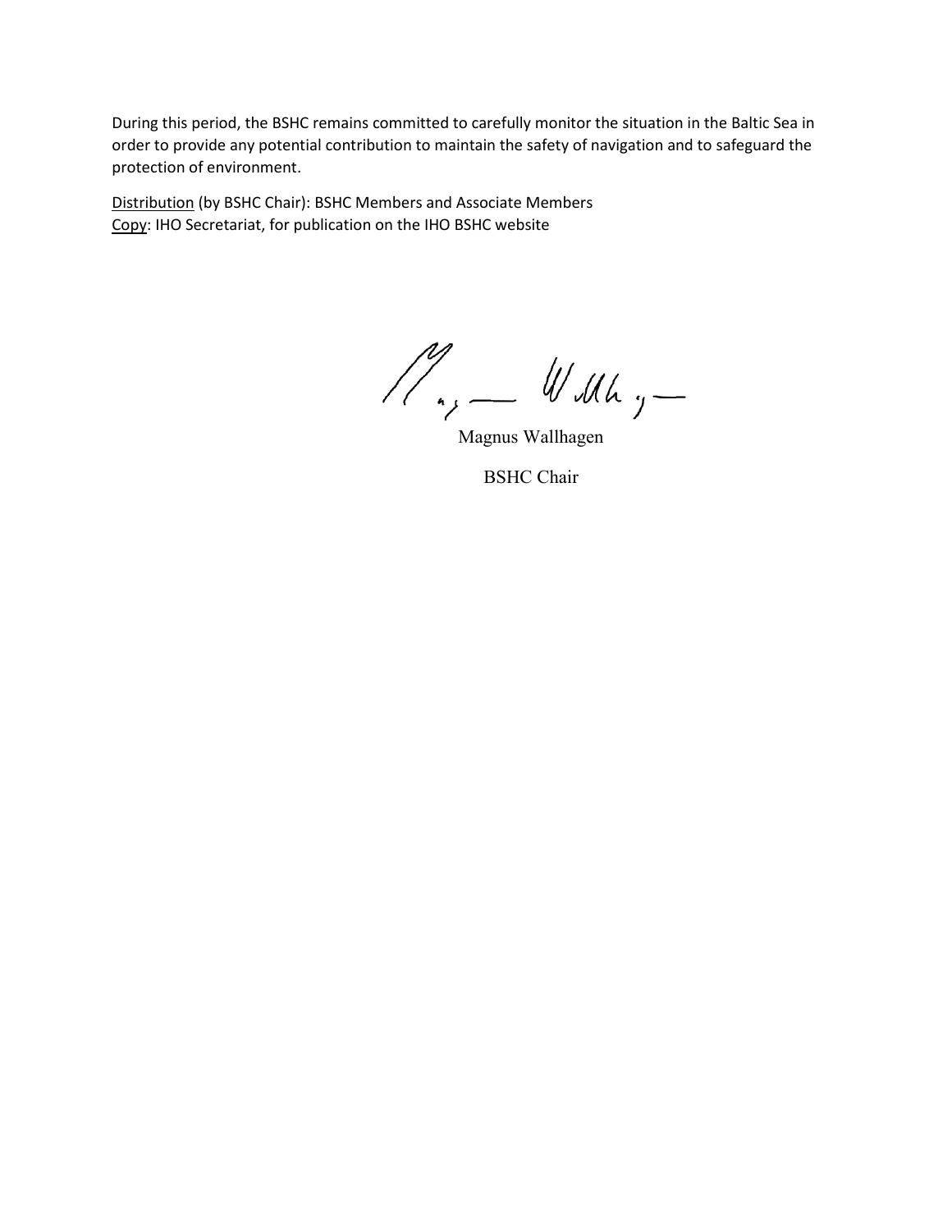During this period, the BSHC remains committed to carefully monitor the situation in the Baltic Sea in order to provide any potential contribution to maintain the safety of navigation and to safeguard the protection of environment.

Distribution (by BSHC Chair): BSHC Members and Associate Members
Copy: IHO Secretariat, for publication on the IHO BSHC website

Magnus Wallhagen

BSHC Chair